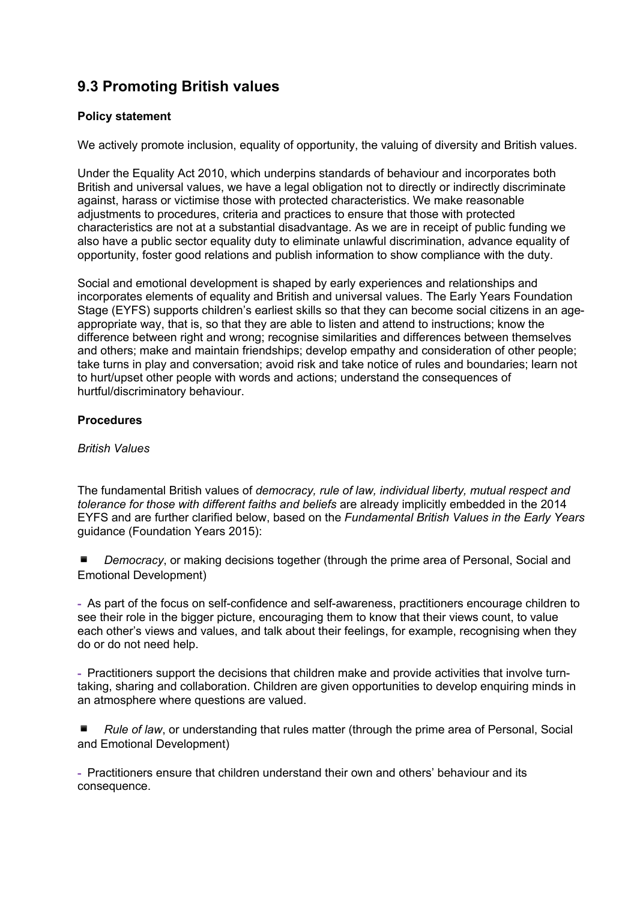## 9.3 Promoting British values

**Policy statement**

We actively promote inclusion, equality of opportunity, the valuing of diversity and British values.

Under the Equality Act 2010, which underpins standards of behaviour and incorporates both British and universal values, we have a legal obligation not to directly or indirectly discriminate against, harass or victimise those with protected characteristics. We make reasonable adjustments to procedures, criteria and practices to ensure that those with protected characteristics are not at a substantial disadvantage. As we are in receipt of public funding we also have a public sector equality duty to eliminate unlawful discrimination, advance equality of opportunity, foster good relations and publish information to show compliance with the duty.

Social and emotional development is shaped by early experiences and relationships and incorporates elements of equality and British and universal values. The Early Years Foundation Stage (EYFS) supports children's earliest skills so that they can become social citizens in an age-appropriate way, that is, so that they are able to listen and attend to instructions; know the difference between right and wrong; recognise similarities and differences between themselves and others; make and maintain friendships; develop empathy and consideration of other people; take turns in play and conversation; avoid risk and take notice of rules and boundaries; learn not to hurt/upset other people with words and actions; understand the consequences of hurtful/discriminatory behaviour.

**Procedures**

*British Values*

The fundamental British values of *democracy, rule of law, individual liberty, mutual respect and tolerance for those with different faiths and beliefs* are already implicitly embedded in the 2014 EYFS and are further clarified below, based on the *Fundamental British Values in the Early Years* guidance (Foundation Years 2015):

- *Democracy*, or making decisions together (through the prime area of Personal, Social and Emotional Development)

  - As part of the focus on self-confidence and self-awareness, practitioners encourage children to see their role in the bigger picture, encouraging them to know that their views count, to value each other's views and values, and talk about their feelings, for example, recognising when they do or do not need help.

  - Practitioners support the decisions that children make and provide activities that involve turn-taking, sharing and collaboration. Children are given opportunities to develop enquiring minds in an atmosphere where questions are valued.

- *Rule of law*, or understanding that rules matter (through the prime area of Personal, Social and Emotional Development)

  - Practitioners ensure that children understand their own and others' behaviour and its consequence.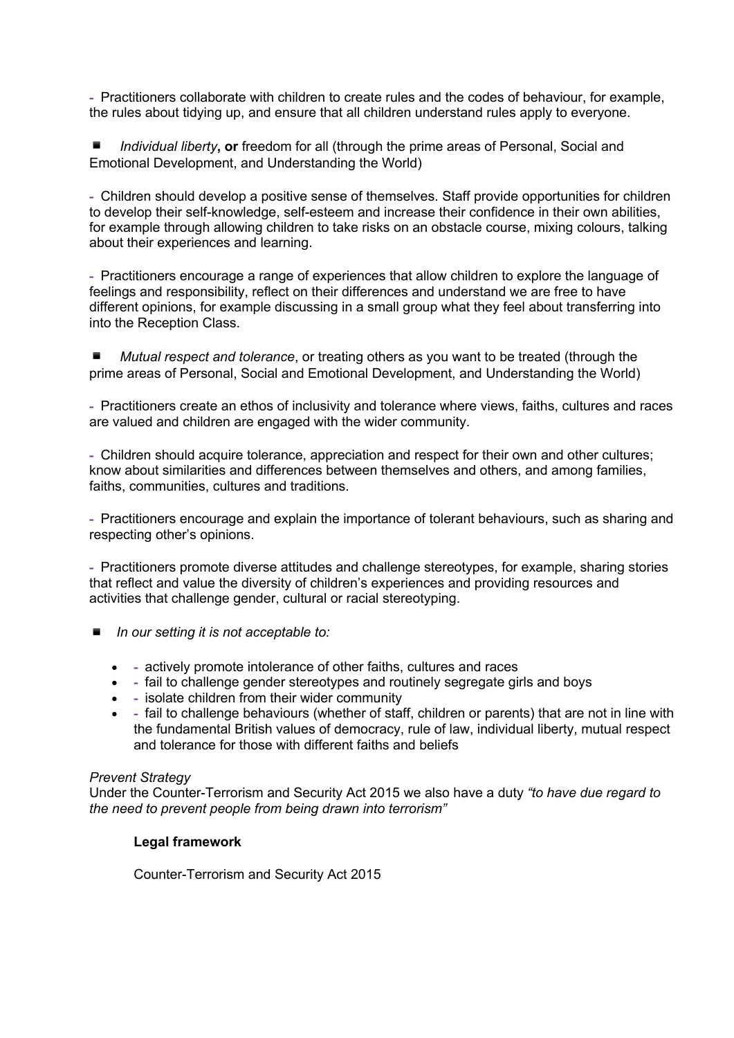- Practitioners collaborate with children to create rules and the codes of behaviour, for example, the rules about tidying up, and ensure that all children understand rules apply to everyone.

- *Individual liberty*, **or** freedom for all (through the prime areas of Personal, Social and Emotional Development, and Understanding the World)

- Children should develop a positive sense of themselves. Staff provide opportunities for children to develop their self-knowledge, self-esteem and increase their confidence in their own abilities, for example through allowing children to take risks on an obstacle course, mixing colours, talking about their experiences and learning.

- Practitioners encourage a range of experiences that allow children to explore the language of feelings and responsibility, reflect on their differences and understand we are free to have different opinions, for example discussing in a small group what they feel about transferring into into the Reception Class.

- *Mutual respect and tolerance*, or treating others as you want to be treated (through the prime areas of Personal, Social and Emotional Development, and Understanding the World)

- Practitioners create an ethos of inclusivity and tolerance where views, faiths, cultures and races are valued and children are engaged with the wider community.

- Children should acquire tolerance, appreciation and respect for their own and other cultures; know about similarities and differences between themselves and others, and among families, faiths, communities, cultures and traditions.

- Practitioners encourage and explain the importance of tolerant behaviours, such as sharing and respecting other's opinions.

- Practitioners promote diverse attitudes and challenge stereotypes, for example, sharing stories that reflect and value the diversity of children's experiences and providing resources and activities that challenge gender, cultural or racial stereotyping.

- *In our setting it is not acceptable to:*
  - actively promote intolerance of other faiths, cultures and races
  - fail to challenge gender stereotypes and routinely segregate girls and boys
  - isolate children from their wider community
  - fail to challenge behaviours (whether of staff, children or parents) that are not in line with the fundamental British values of democracy, rule of law, individual liberty, mutual respect and tolerance for those with different faiths and beliefs

*Prevent Strategy*
Under the Counter-Terrorism and Security Act 2015 we also have a duty *"to have due regard to the need to prevent people from being drawn into terrorism"*

**Legal framework**

Counter-Terrorism and Security Act 2015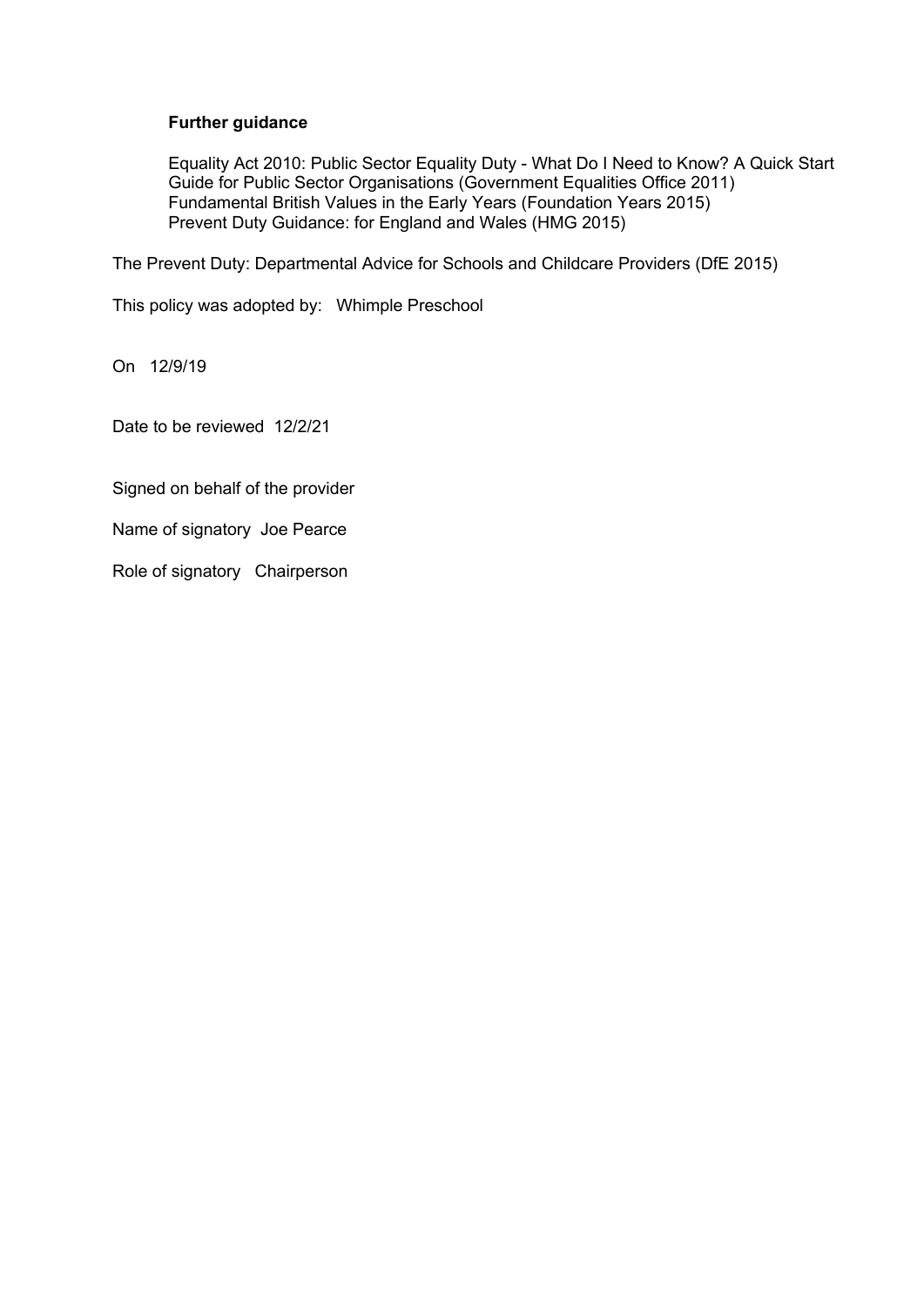**Further guidance**

Equality Act 2010: Public Sector Equality Duty - What Do I Need to Know? A Quick Start Guide for Public Sector Organisations (Government Equalities Office 2011)
Fundamental British Values in the Early Years (Foundation Years 2015)
Prevent Duty Guidance: for England and Wales (HMG 2015)

The Prevent Duty: Departmental Advice for Schools and Childcare Providers (DfE 2015)

This policy was adopted by: Whimple Preschool

On 12/9/19

Date to be reviewed 12/2/21

Signed on behalf of the provider

Name of signatory Joe Pearce

Role of signatory Chairperson